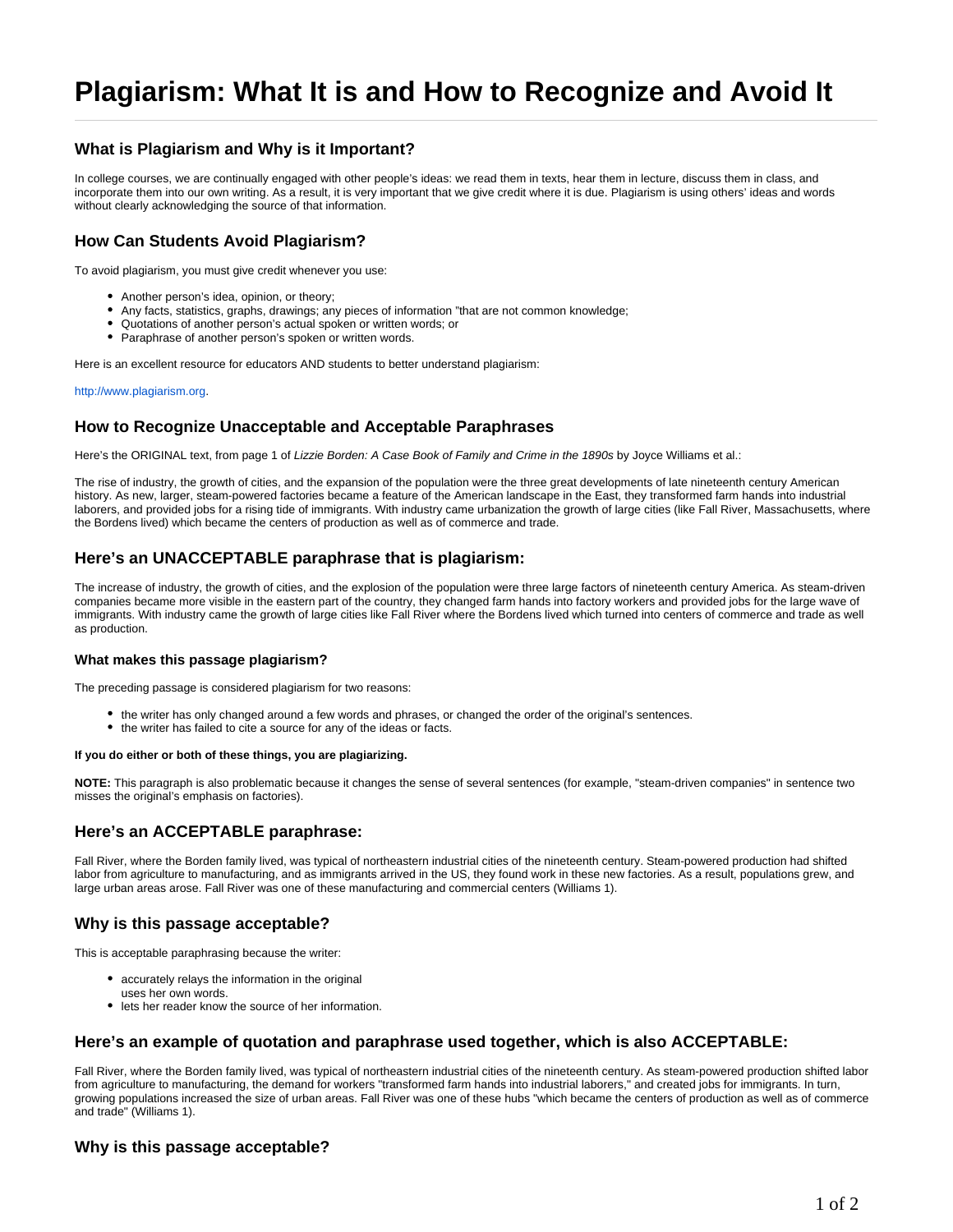# Plagiarism: What It is and How to Recognize and Avoid It

## What is Plagiarism and Why is it Important?

In college courses, we are continually engaged with other people's ideas: we read them in texts, hear them in lecture, discuss them in class, and incorporate them into our own writing. As a result, it is very important that we give credit where it is due. Plagiarism is using others' ideas and words without clearly acknowledging the source of that information.

## How Can Students Avoid Plagiarism?

To avoid plagiarism, you must give credit whenever you use:

- Another person's idea, opinion, or theory;
- Any facts, statistics, graphs, drawings; any pieces of information "that are not common knowledge;
- Quotations of another person's actual spoken or written words; or
- Paraphrase of another person's spoken or written words.

Here is an excellent resource for educators AND students to better understand plagiarism:

http://www.plagiarism.org.

## How to Recognize Unacceptable and Acceptable Paraphrases

Here's the ORIGINAL text, from page 1 of *Lizzie Borden: A Case Book of Family and Crime in the 1890s* by Joyce Williams et al.:

The rise of industry, the growth of cities, and the expansion of the population were the three great developments of late nineteenth century American history. As new, larger, steam-powered factories became a feature of the American landscape in the East, they transformed farm hands into industrial laborers, and provided jobs for a rising tide of immigrants. With industry came urbanization the growth of large cities (like Fall River, Massachusetts, where the Bordens lived) which became the centers of production as well as of commerce and trade.

## Here's an UNACCEPTABLE paraphrase that is plagiarism:

The increase of industry, the growth of cities, and the explosion of the population were three large factors of nineteenth century America. As steam-driven companies became more visible in the eastern part of the country, they changed farm hands into factory workers and provided jobs for the large wave of immigrants. With industry came the growth of large cities like Fall River where the Bordens lived which turned into centers of commerce and trade as well as production.

### What makes this passage plagiarism?

The preceding passage is considered plagiarism for two reasons:

- the writer has only changed around a few words and phrases, or changed the order of the original's sentences.
- the writer has failed to cite a source for any of the ideas or facts.

**If you do either or both of these things, you are plagiarizing.**

**NOTE:** This paragraph is also problematic because it changes the sense of several sentences (for example, "steam-driven companies" in sentence two misses the original's emphasis on factories).

## Here's an ACCEPTABLE paraphrase:

Fall River, where the Borden family lived, was typical of northeastern industrial cities of the nineteenth century. Steam-powered production had shifted labor from agriculture to manufacturing, and as immigrants arrived in the US, they found work in these new factories. As a result, populations grew, and large urban areas arose. Fall River was one of these manufacturing and commercial centers (Williams 1).

## Why is this passage acceptable?

This is acceptable paraphrasing because the writer:

- accurately relays the information in the original
  uses her own words.
- lets her reader know the source of her information.

## Here's an example of quotation and paraphrase used together, which is also ACCEPTABLE:

Fall River, where the Borden family lived, was typical of northeastern industrial cities of the nineteenth century. As steam-powered production shifted labor from agriculture to manufacturing, the demand for workers "transformed farm hands into industrial laborers," and created jobs for immigrants. In turn, growing populations increased the size of urban areas. Fall River was one of these hubs "which became the centers of production as well as of commerce and trade" (Williams 1).

## Why is this passage acceptable?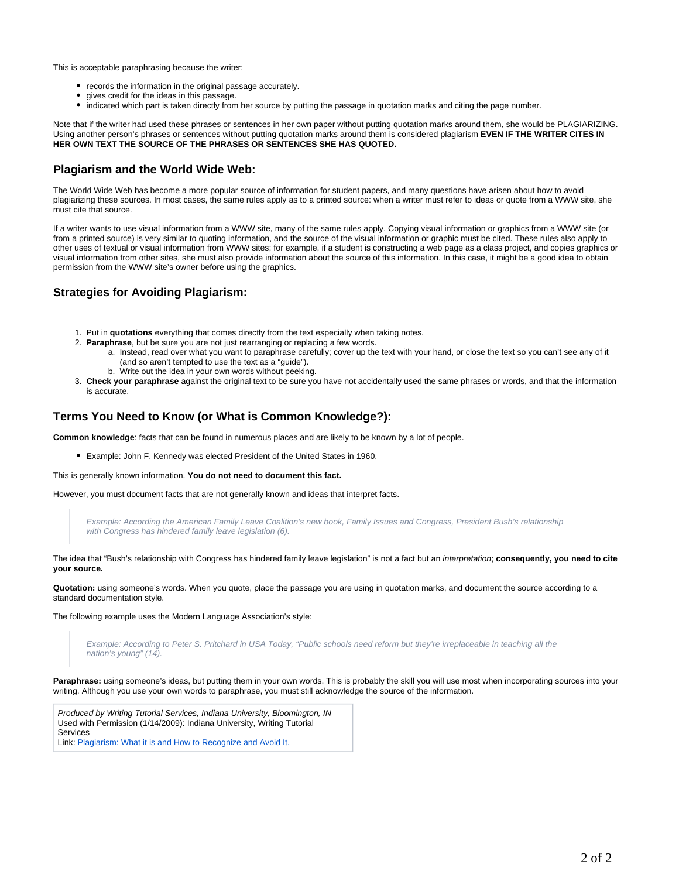This is acceptable paraphrasing because the writer:

- records the information in the original passage accurately.
- gives credit for the ideas in this passage.
- indicated which part is taken directly from her source by putting the passage in quotation marks and citing the page number.

Note that if the writer had used these phrases or sentences in her own paper without putting quotation marks around them, she would be PLAGIARIZING. Using another person's phrases or sentences without putting quotation marks around them is considered plagiarism **EVEN IF THE WRITER CITES IN HER OWN TEXT THE SOURCE OF THE PHRASES OR SENTENCES SHE HAS QUOTED.**

## Plagiarism and the World Wide Web:

The World Wide Web has become a more popular source of information for student papers, and many questions have arisen about how to avoid plagiarizing these sources. In most cases, the same rules apply as to a printed source: when a writer must refer to ideas or quote from a WWW site, she must cite that source.

If a writer wants to use visual information from a WWW site, many of the same rules apply. Copying visual information or graphics from a WWW site (or from a printed source) is very similar to quoting information, and the source of the visual information or graphic must be cited. These rules also apply to other uses of textual or visual information from WWW sites; for example, if a student is constructing a web page as a class project, and copies graphics or visual information from other sites, she must also provide information about the source of this information. In this case, it might be a good idea to obtain permission from the WWW site's owner before using the graphics.

## Strategies for Avoiding Plagiarism:

1. Put in **quotations** everything that comes directly from the text especially when taking notes.
2. **Paraphrase**, but be sure you are not just rearranging or replacing a few words.
   a. Instead, read over what you want to paraphrase carefully; cover up the text with your hand, or close the text so you can't see any of it (and so aren't tempted to use the text as a "guide").
   b. Write out the idea in your own words without peeking.
3. **Check your paraphrase** against the original text to be sure you have not accidentally used the same phrases or words, and that the information is accurate.

## Terms You Need to Know (or What is Common Knowledge?):

**Common knowledge**: facts that can be found in numerous places and are likely to be known by a lot of people.

- Example: John F. Kennedy was elected President of the United States in 1960.

This is generally known information. **You do not need to document this fact.**

However, you must document facts that are not generally known and ideas that interpret facts.

> *Example: According the American Family Leave Coalition's new book, Family Issues and Congress, President Bush's relationship with Congress has hindered family leave legislation (6).*

The idea that "Bush's relationship with Congress has hindered family leave legislation" is not a fact but an *interpretation*; **consequently, you need to cite your source.**

**Quotation:** using someone's words. When you quote, place the passage you are using in quotation marks, and document the source according to a standard documentation style.

The following example uses the Modern Language Association's style:

> *Example: According to Peter S. Pritchard in USA Today, "Public schools need reform but they're irreplaceable in teaching all the nation's young" (14).*

**Paraphrase:** using someone's ideas, but putting them in your own words. This is probably the skill you will use most when incorporating sources into your writing. Although you use your own words to paraphrase, you must still acknowledge the source of the information.

*Produced by Writing Tutorial Services, Indiana University, Bloomington, IN*
Used with Permission (1/14/2009): Indiana University, Writing Tutorial Services
Link: Plagiarism: What it is and How to Recognize and Avoid It.